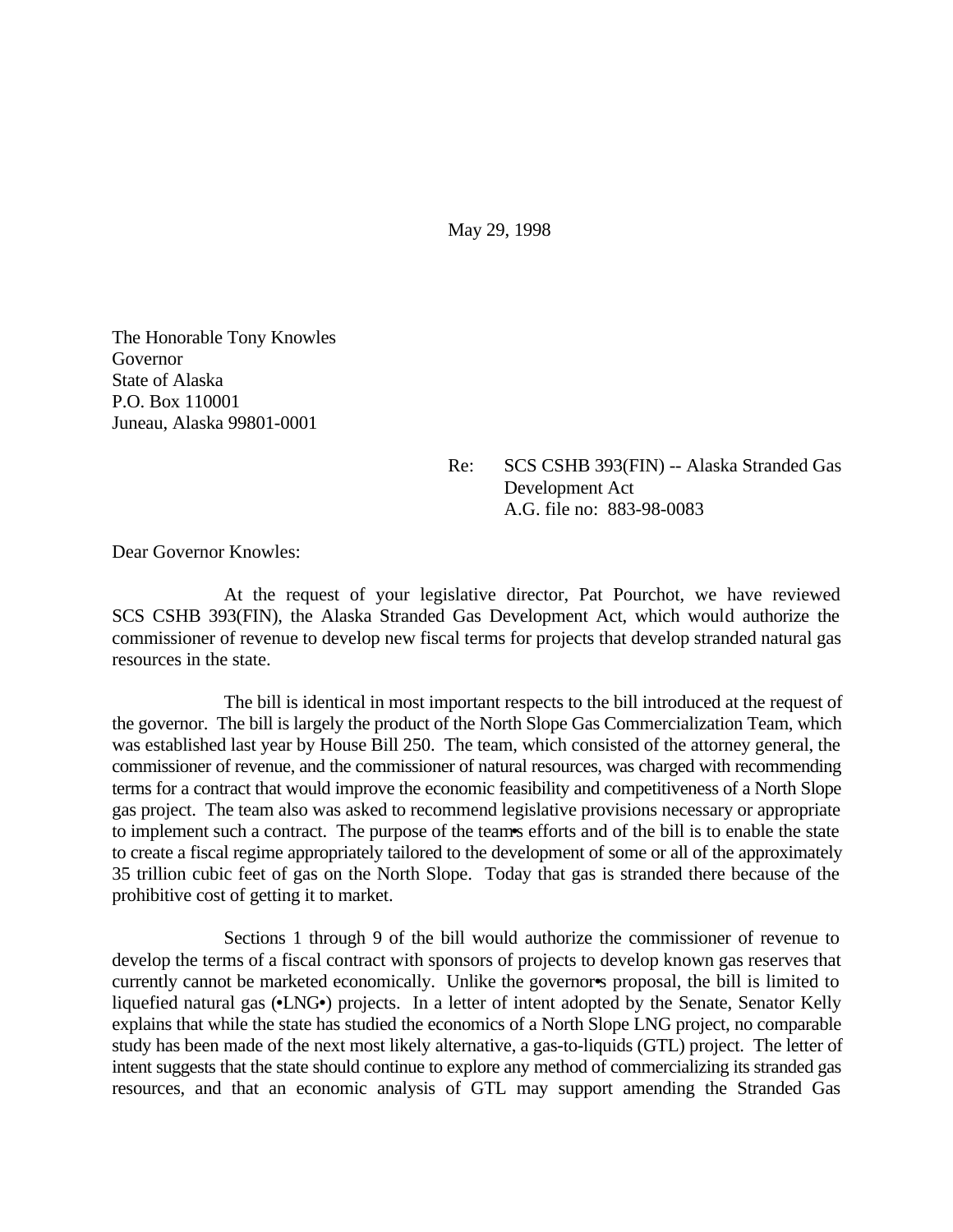May 29, 1998

The Honorable Tony Knowles
Governor
State of Alaska
P.O. Box 110001
Juneau, Alaska 99801-0001

Re: SCS CSHB 393(FIN) -- Alaska Stranded Gas Development Act
A.G. file no: 883-98-0083

Dear Governor Knowles:

At the request of your legislative director, Pat Pourchot, we have reviewed SCS CSHB 393(FIN), the Alaska Stranded Gas Development Act, which would authorize the commissioner of revenue to develop new fiscal terms for projects that develop stranded natural gas resources in the state.

The bill is identical in most important respects to the bill introduced at the request of the governor. The bill is largely the product of the North Slope Gas Commercialization Team, which was established last year by House Bill 250. The team, which consisted of the attorney general, the commissioner of revenue, and the commissioner of natural resources, was charged with recommending terms for a contract that would improve the economic feasibility and competitiveness of a North Slope gas project. The team also was asked to recommend legislative provisions necessary or appropriate to implement such a contract. The purpose of the team•s efforts and of the bill is to enable the state to create a fiscal regime appropriately tailored to the development of some or all of the approximately 35 trillion cubic feet of gas on the North Slope. Today that gas is stranded there because of the prohibitive cost of getting it to market.

Sections 1 through 9 of the bill would authorize the commissioner of revenue to develop the terms of a fiscal contract with sponsors of projects to develop known gas reserves that currently cannot be marketed economically. Unlike the governor•s proposal, the bill is limited to liquefied natural gas (•LNG•) projects. In a letter of intent adopted by the Senate, Senator Kelly explains that while the state has studied the economics of a North Slope LNG project, no comparable study has been made of the next most likely alternative, a gas-to-liquids (GTL) project. The letter of intent suggests that the state should continue to explore any method of commercializing its stranded gas resources, and that an economic analysis of GTL may support amending the Stranded Gas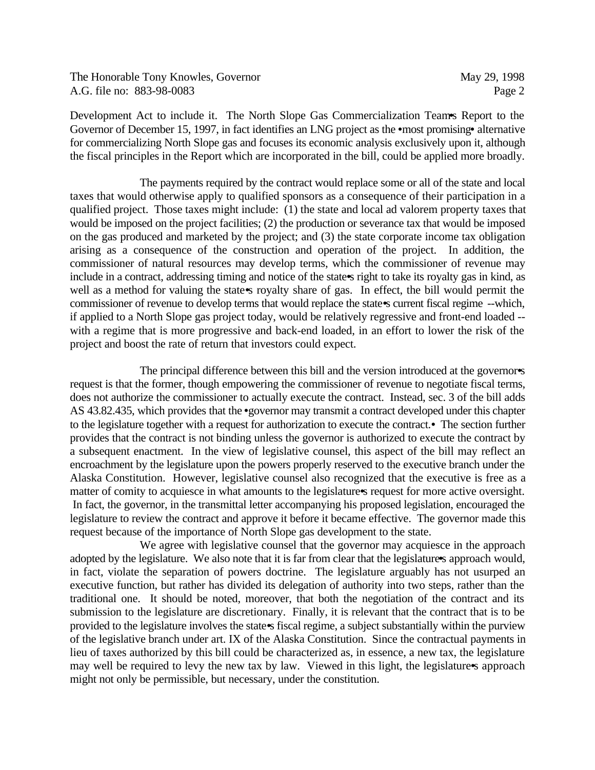Development Act to include it. The North Slope Gas Commercialization Team•s Report to the Governor of December 15, 1997, in fact identifies an LNG project as the •most promising• alternative for commercializing North Slope gas and focuses its economic analysis exclusively upon it, although the fiscal principles in the Report which are incorporated in the bill, could be applied more broadly.

The payments required by the contract would replace some or all of the state and local taxes that would otherwise apply to qualified sponsors as a consequence of their participation in a qualified project. Those taxes might include: (1) the state and local ad valorem property taxes that would be imposed on the project facilities; (2) the production or severance tax that would be imposed on the gas produced and marketed by the project; and (3) the state corporate income tax obligation arising as a consequence of the construction and operation of the project. In addition, the commissioner of natural resources may develop terms, which the commissioner of revenue may include in a contract, addressing timing and notice of the state•s right to take its royalty gas in kind, as well as a method for valuing the state•s royalty share of gas. In effect, the bill would permit the commissioner of revenue to develop terms that would replace the state•s current fiscal regime --which, if applied to a North Slope gas project today, would be relatively regressive and front-end loaded -- with a regime that is more progressive and back-end loaded, in an effort to lower the risk of the project and boost the rate of return that investors could expect.

The principal difference between this bill and the version introduced at the governor•s request is that the former, though empowering the commissioner of revenue to negotiate fiscal terms, does not authorize the commissioner to actually execute the contract. Instead, sec. 3 of the bill adds AS 43.82.435, which provides that the •governor may transmit a contract developed under this chapter to the legislature together with a request for authorization to execute the contract.• The section further provides that the contract is not binding unless the governor is authorized to execute the contract by a subsequent enactment. In the view of legislative counsel, this aspect of the bill may reflect an encroachment by the legislature upon the powers properly reserved to the executive branch under the Alaska Constitution. However, legislative counsel also recognized that the executive is free as a matter of comity to acquiesce in what amounts to the legislature•s request for more active oversight. In fact, the governor, in the transmittal letter accompanying his proposed legislation, encouraged the legislature to review the contract and approve it before it became effective. The governor made this request because of the importance of North Slope gas development to the state.

We agree with legislative counsel that the governor may acquiesce in the approach adopted by the legislature. We also note that it is far from clear that the legislature•s approach would, in fact, violate the separation of powers doctrine. The legislature arguably has not usurped an executive function, but rather has divided its delegation of authority into two steps, rather than the traditional one. It should be noted, moreover, that both the negotiation of the contract and its submission to the legislature are discretionary. Finally, it is relevant that the contract that is to be provided to the legislature involves the state•s fiscal regime, a subject substantially within the purview of the legislative branch under art. IX of the Alaska Constitution. Since the contractual payments in lieu of taxes authorized by this bill could be characterized as, in essence, a new tax, the legislature may well be required to levy the new tax by law. Viewed in this light, the legislature•s approach might not only be permissible, but necessary, under the constitution.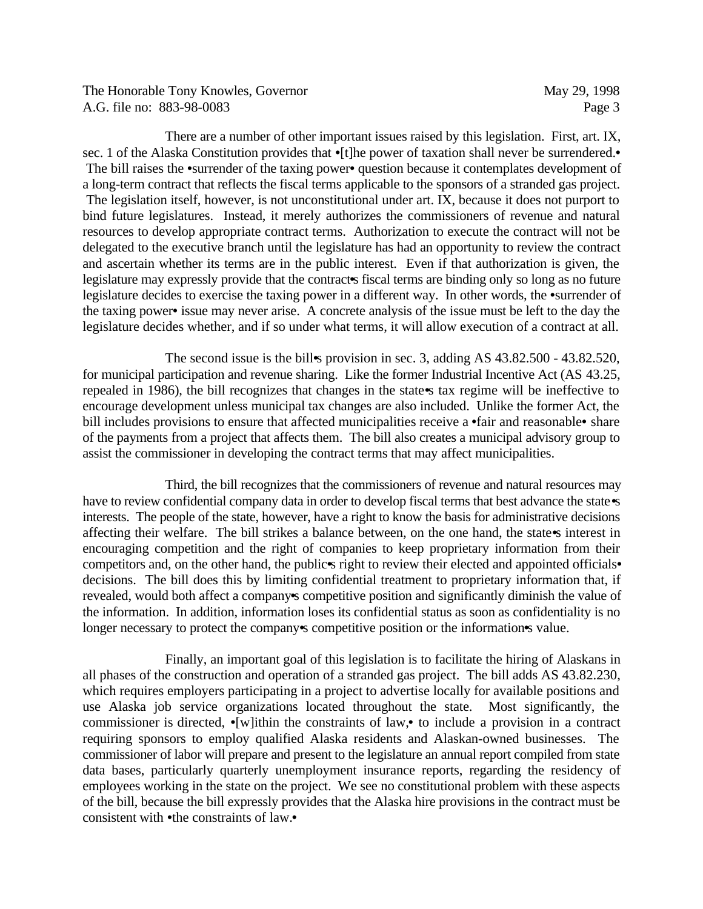There are a number of other important issues raised by this legislation. First, art. IX, sec. 1 of the Alaska Constitution provides that •[t]he power of taxation shall never be surrendered.• The bill raises the •surrender of the taxing power• question because it contemplates development of a long-term contract that reflects the fiscal terms applicable to the sponsors of a stranded gas project. The legislation itself, however, is not unconstitutional under art. IX, because it does not purport to bind future legislatures. Instead, it merely authorizes the commissioners of revenue and natural resources to develop appropriate contract terms. Authorization to execute the contract will not be delegated to the executive branch until the legislature has had an opportunity to review the contract and ascertain whether its terms are in the public interest. Even if that authorization is given, the legislature may expressly provide that the contract•s fiscal terms are binding only so long as no future legislature decides to exercise the taxing power in a different way. In other words, the •surrender of the taxing power• issue may never arise. A concrete analysis of the issue must be left to the day the legislature decides whether, and if so under what terms, it will allow execution of a contract at all.

The second issue is the bill•s provision in sec. 3, adding AS 43.82.500 - 43.82.520, for municipal participation and revenue sharing. Like the former Industrial Incentive Act (AS 43.25, repealed in 1986), the bill recognizes that changes in the state•s tax regime will be ineffective to encourage development unless municipal tax changes are also included. Unlike the former Act, the bill includes provisions to ensure that affected municipalities receive a •fair and reasonable• share of the payments from a project that affects them. The bill also creates a municipal advisory group to assist the commissioner in developing the contract terms that may affect municipalities.

Third, the bill recognizes that the commissioners of revenue and natural resources may have to review confidential company data in order to develop fiscal terms that best advance the state•s interests. The people of the state, however, have a right to know the basis for administrative decisions affecting their welfare. The bill strikes a balance between, on the one hand, the state•s interest in encouraging competition and the right of companies to keep proprietary information from their competitors and, on the other hand, the public•s right to review their elected and appointed officials• decisions. The bill does this by limiting confidential treatment to proprietary information that, if revealed, would both affect a company•s competitive position and significantly diminish the value of the information. In addition, information loses its confidential status as soon as confidentiality is no longer necessary to protect the company•s competitive position or the information•s value.

Finally, an important goal of this legislation is to facilitate the hiring of Alaskans in all phases of the construction and operation of a stranded gas project. The bill adds AS 43.82.230, which requires employers participating in a project to advertise locally for available positions and use Alaska job service organizations located throughout the state. Most significantly, the commissioner is directed, •[w]ithin the constraints of law,• to include a provision in a contract requiring sponsors to employ qualified Alaska residents and Alaskan-owned businesses. The commissioner of labor will prepare and present to the legislature an annual report compiled from state data bases, particularly quarterly unemployment insurance reports, regarding the residency of employees working in the state on the project. We see no constitutional problem with these aspects of the bill, because the bill expressly provides that the Alaska hire provisions in the contract must be consistent with •the constraints of law.•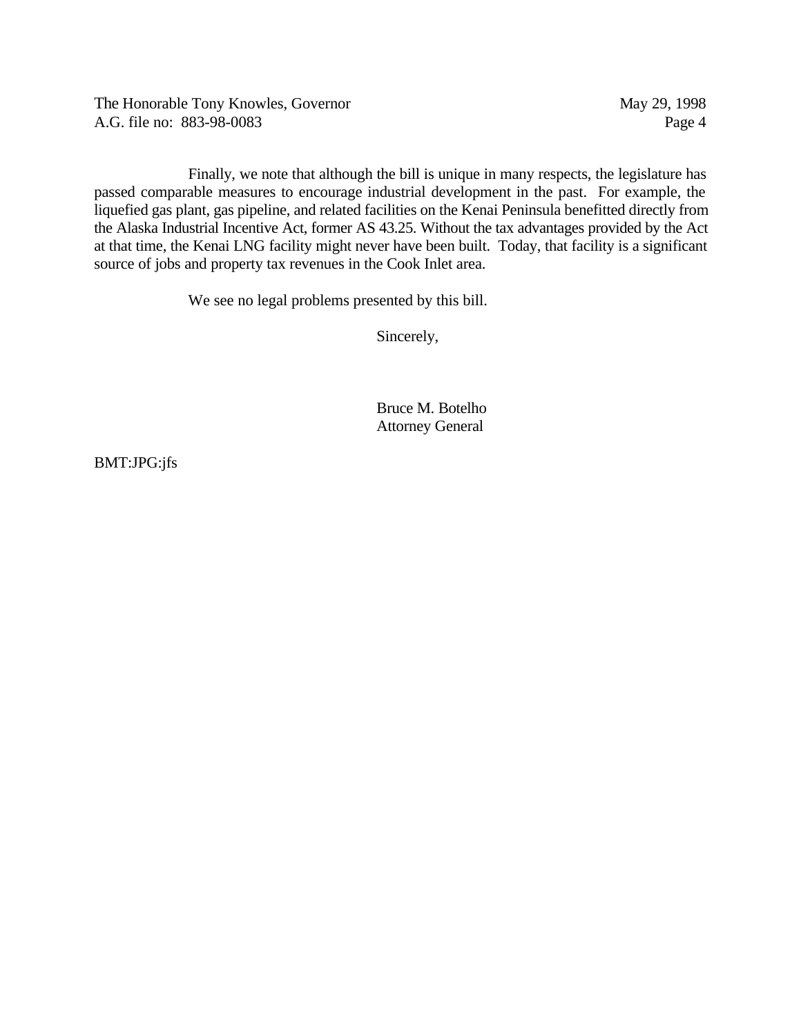Finally, we note that although the bill is unique in many respects, the legislature has passed comparable measures to encourage industrial development in the past. For example, the liquefied gas plant, gas pipeline, and related facilities on the Kenai Peninsula benefitted directly from the Alaska Industrial Incentive Act, former AS 43.25. Without the tax advantages provided by the Act at that time, the Kenai LNG facility might never have been built. Today, that facility is a significant source of jobs and property tax revenues in the Cook Inlet area.

We see no legal problems presented by this bill.

Sincerely,

Bruce M. Botelho
Attorney General

BMT:JPG:jfs